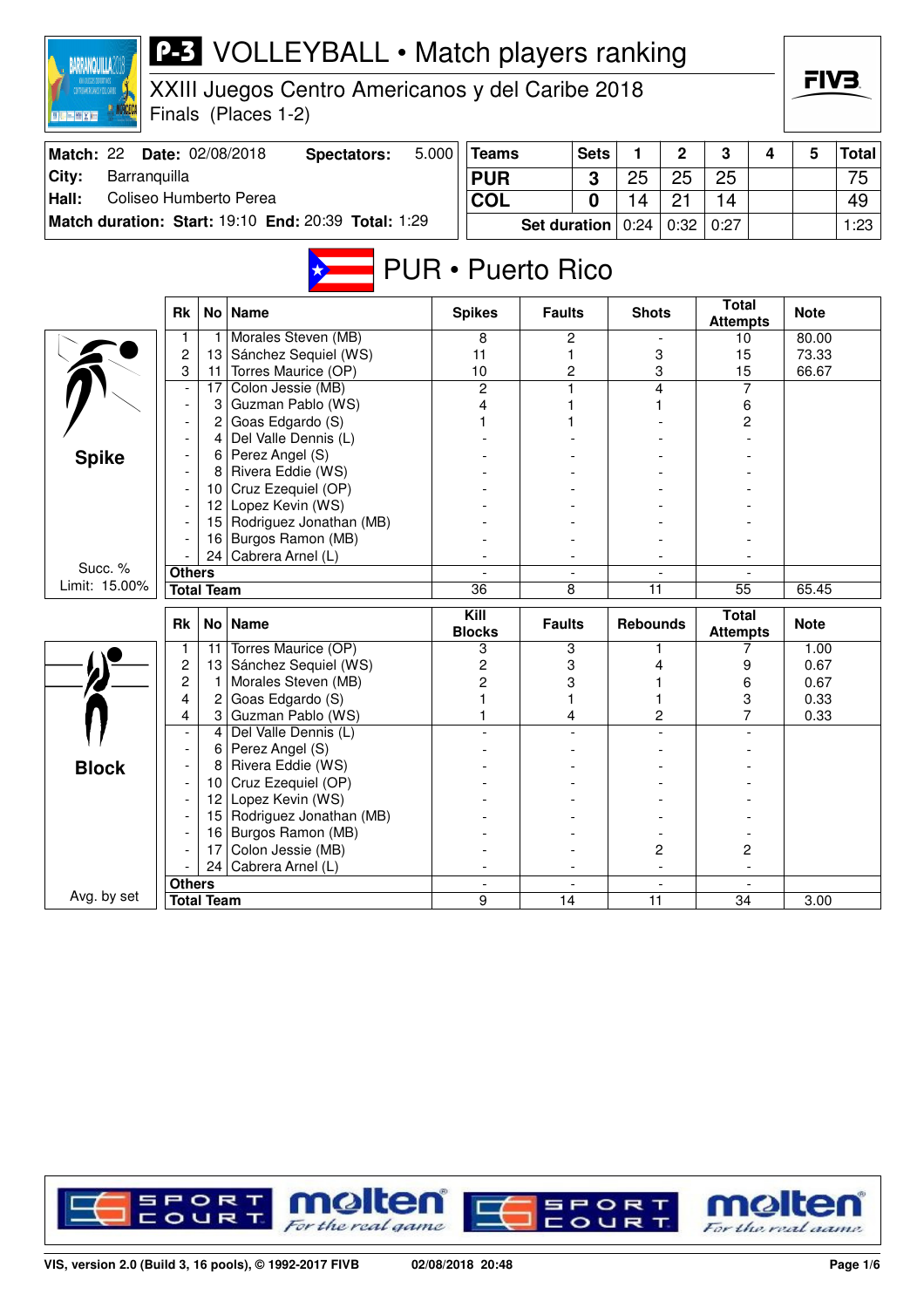# P-3 VOLLEYBALL • Match players ranking

XXIII Juegos Centro Americanos y del Caribe 2018
Finals (Places 1-2)

| Match: 22 | Date: 02/08/2018 | Spectators: | 5.000 |
|---|---|---|---|
| City: | Barranquilla | | |
| Hall: | Coliseo Humberto Perea | | |
| Match duration: | Start: 19:10 | End: 20:39 | Total: 1:29 |

| Teams | Sets | 1 | 2 | 3 | 4 | 5 | Total |
|---|---|---|---|---|---|---|---|
| PUR | 3 | 25 | 25 | 25 | | | 75 |
| COL | 0 | 14 | 21 | 14 | | | 49 |
| Set duration | | 0:24 | 0:32 | 0:27 | | | 1:23 |

## PUR • Puerto Rico

### Spike

Succ. % Limit: 15.00%

| Rk | No | Name | Spikes | Faults | Shots | Total Attempts | Note |
|---|---|---|---|---|---|---|---|
| 1 | 1 | Morales Steven (MB) | 8 | 2 | - | 10 | 80.00 |
| 2 | 13 | Sánchez Sequiel (WS) | 11 | 1 | 3 | 15 | 73.33 |
| 3 | 11 | Torres Maurice (OP) | 10 | 2 | 3 | 15 | 66.67 |
| - | 17 | Colon Jessie (MB) | 2 | 1 | 4 | 7 | |
| - | 3 | Guzman Pablo (WS) | 4 | 1 | 1 | 6 | |
| - | 2 | Goas Edgardo (S) | 1 | 1 | - | 2 | |
| - | 4 | Del Valle Dennis (L) | - | - | - | - | |
| - | 6 | Perez Angel (S) | - | - | - | - | |
| - | 8 | Rivera Eddie (WS) | - | - | - | - | |
| - | 10 | Cruz Ezequiel (OP) | - | - | - | - | |
| - | 12 | Lopez Kevin (WS) | - | - | - | - | |
| - | 15 | Rodriguez Jonathan (MB) | - | - | - | - | |
| - | 16 | Burgos Ramon (MB) | - | - | - | - | |
| - | 24 | Cabrera Arnel (L) | - | - | - | - | |
| Others | | | - | - | - | - | |
| Total Team | | | 36 | 8 | 11 | 55 | 65.45 |

### Block

Avg. by set

| Rk | No | Name | Kill Blocks | Faults | Rebounds | Total Attempts | Note |
|---|---|---|---|---|---|---|---|
| 1 | 11 | Torres Maurice (OP) | 3 | 3 | 1 | 7 | 1.00 |
| 2 | 13 | Sánchez Sequiel (WS) | 2 | 3 | 4 | 9 | 0.67 |
| 2 | 1 | Morales Steven (MB) | 2 | 3 | 1 | 6 | 0.67 |
| 4 | 2 | Goas Edgardo (S) | 1 | 1 | 1 | 3 | 0.33 |
| 4 | 3 | Guzman Pablo (WS) | 1 | 4 | 2 | 7 | 0.33 |
| - | 4 | Del Valle Dennis (L) | - | - | - | - | |
| - | 6 | Perez Angel (S) | - | - | - | - | |
| - | 8 | Rivera Eddie (WS) | - | - | - | - | |
| - | 10 | Cruz Ezequiel (OP) | - | - | - | - | |
| - | 12 | Lopez Kevin (WS) | - | - | - | - | |
| - | 15 | Rodriguez Jonathan (MB) | - | - | - | - | |
| - | 16 | Burgos Ramon (MB) | - | - | - | - | |
| - | 17 | Colon Jessie (MB) | - | - | 2 | 2 | |
| - | 24 | Cabrera Arnel (L) | - | - | - | - | |
| Others | | | - | - | - | - | |
| Total Team | | | 9 | 14 | 11 | 34 | 3.00 |

VIS, version 2.0 (Build 3, 16 pools), © 1992-2017 FIVB — 02/08/2018 20:48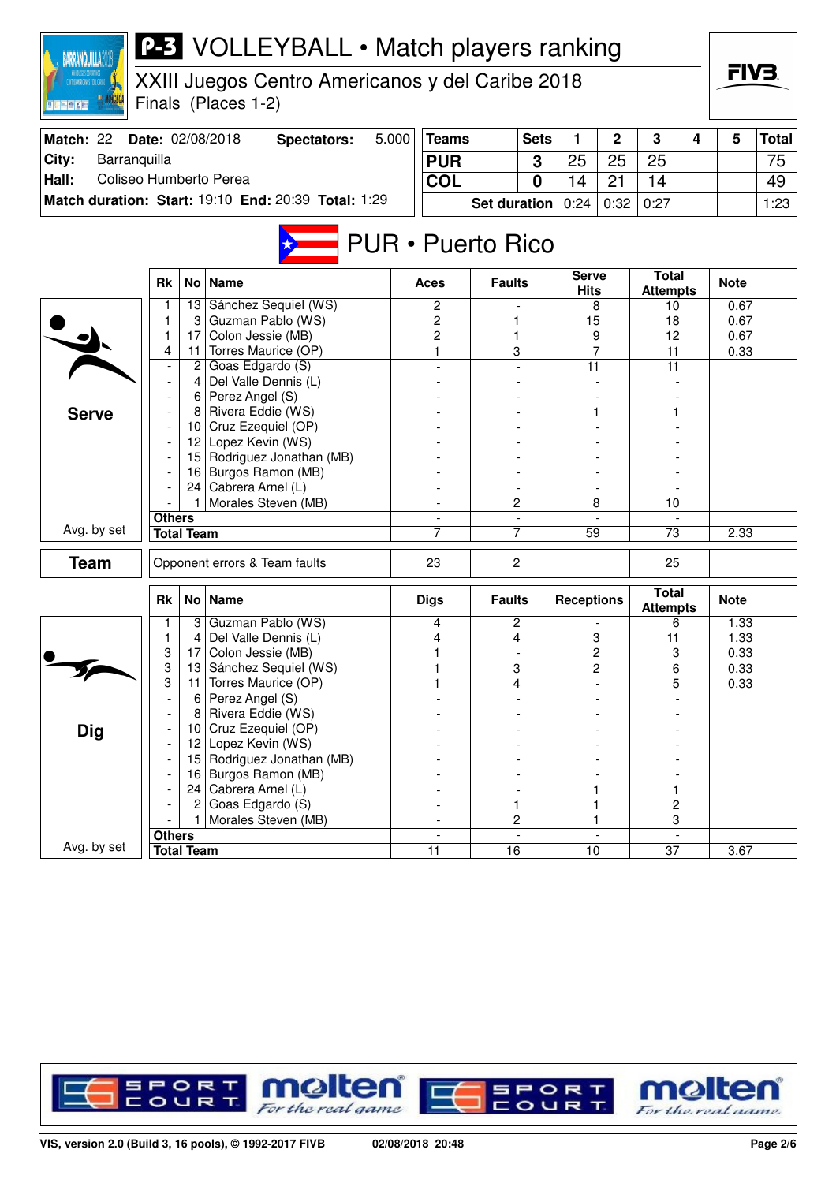# P-3 VOLLEYBALL • Match players ranking

XXIII Juegos Centro Americanos y del Caribe 2018

Finals (Places 1-2)

| Match: 22 | Date: 02/08/2018 | Spectators: | 5.000 |
|---|---|---|---|
| City: | Barranquilla | | |
| Hall: | Coliseo Humberto Perea | | |
| Match duration: | Start: 19:10 | End: 20:39 | Total: 1:29 |

| Teams | Sets | 1 | 2 | 3 | 4 | 5 | Total |
|---|---|---|---|---|---|---|---|
| PUR | 3 | 25 | 25 | 25 | | | 75 |
| COL | 0 | 14 | 21 | 14 | | | 49 |
| Set duration | | 0:24 | 0:32 | 0:27 | | | 1:23 |

## PUR • Puerto Rico

### Serve

| Rk | No | Name | Aces | Faults | Serve Hits | Total Attempts | Note |
|---|---|---|---|---|---|---|---|
| 1 | 13 | Sánchez Sequiel (WS) | 2 | - | 8 | 10 | 0.67 |
| 1 | 3 | Guzman Pablo (WS) | 2 | 1 | 15 | 18 | 0.67 |
| 1 | 17 | Colon Jessie (MB) | 2 | 1 | 9 | 12 | 0.67 |
| 4 | 11 | Torres Maurice (OP) | 1 | 3 | 7 | 11 | 0.33 |
| - | 2 | Goas Edgardo (S) | - | - | 11 | 11 | |
| - | 4 | Del Valle Dennis (L) | - | - | - | - | |
| - | 6 | Perez Angel (S) | - | - | - | - | |
| - | 8 | Rivera Eddie (WS) | - | - | 1 | 1 | |
| - | 10 | Cruz Ezequiel (OP) | - | - | - | - | |
| - | 12 | Lopez Kevin (WS) | - | - | - | - | |
| - | 15 | Rodriguez Jonathan (MB) | - | - | - | - | |
| - | 16 | Burgos Ramon (MB) | - | - | - | - | |
| - | 24 | Cabrera Arnel (L) | - | - | - | - | |
| - | 1 | Morales Steven (MB) | - | 2 | 8 | 10 | |
| Others | | | - | - | - | - | |
| Total Team (Avg. by set) | | | 7 | 7 | 59 | 73 | 2.33 |

### Team

| | Aces | Faults | Serve Hits | Total Attempts | Note |
|---|---|---|---|---|---|
| Opponent errors & Team faults | 23 | 2 | | 25 | |

### Dig

| Rk | No | Name | Digs | Faults | Receptions | Total Attempts | Note |
|---|---|---|---|---|---|---|---|
| 1 | 3 | Guzman Pablo (WS) | 4 | 2 | - | 6 | 1.33 |
| 1 | 4 | Del Valle Dennis (L) | 4 | 4 | 3 | 11 | 1.33 |
| 3 | 17 | Colon Jessie (MB) | 1 | - | 2 | 3 | 0.33 |
| 3 | 13 | Sánchez Sequiel (WS) | 1 | 3 | 2 | 6 | 0.33 |
| 3 | 11 | Torres Maurice (OP) | 1 | 4 | - | 5 | 0.33 |
| - | 6 | Perez Angel (S) | - | - | - | - | |
| - | 8 | Rivera Eddie (WS) | - | - | - | - | |
| - | 10 | Cruz Ezequiel (OP) | - | - | - | - | |
| - | 12 | Lopez Kevin (WS) | - | - | - | - | |
| - | 15 | Rodriguez Jonathan (MB) | - | - | - | - | |
| - | 16 | Burgos Ramon (MB) | - | - | - | - | |
| - | 24 | Cabrera Arnel (L) | - | - | 1 | 1 | |
| - | 2 | Goas Edgardo (S) | - | 1 | 1 | 2 | |
| - | 1 | Morales Steven (MB) | - | 2 | 1 | 3 | |
| Others | | | - | - | - | - | |
| Total Team (Avg. by set) | | | 11 | 16 | 10 | 37 | 3.67 |

VIS, version 2.0 (Build 3, 16 pools), © 1992-2017 FIVB — 02/08/2018 20:48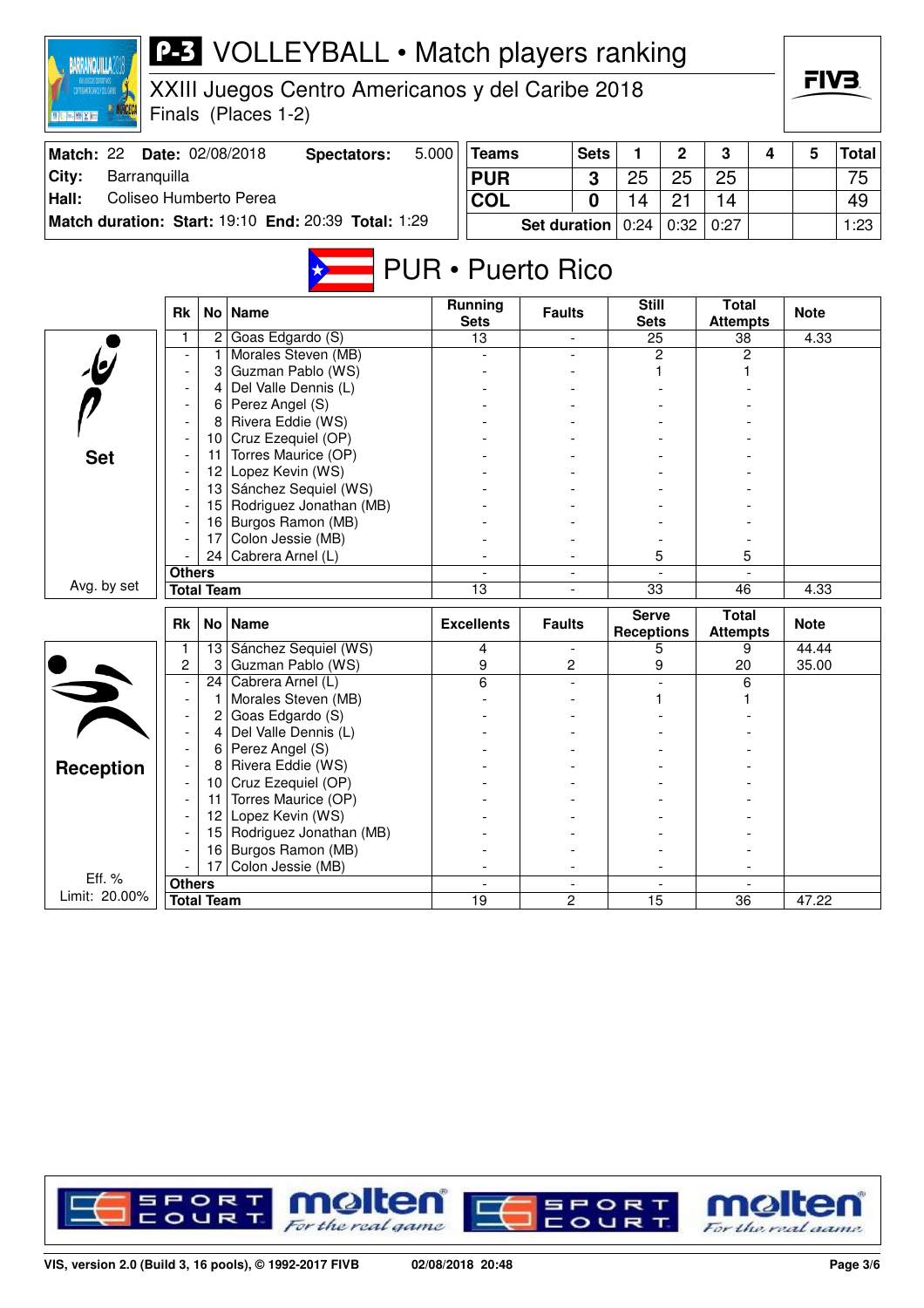# P-3 VOLLEYBALL • Match players ranking

XXIII Juegos Centro Americanos y del Caribe 2018
Finals (Places 1-2)

| Match: 22 | Date: 02/08/2018 | Spectators: | 5.000 |
|---|---|---|---|
| City: | Barranquilla | | |
| Hall: | Coliseo Humberto Perea | | |
| Match duration: | Start: 19:10 | End: 20:39 | Total: 1:29 |

| Teams | Sets | 1 | 2 | 3 | 4 | 5 | Total |
|---|---|---|---|---|---|---|---|
| PUR | 3 | 25 | 25 | 25 | | | 75 |
| COL | 0 | 14 | 21 | 14 | | | 49 |
| Set duration | | 0:24 | 0:32 | 0:27 | | | 1:23 |

## PUR • Puerto Rico

### Set

| Rk | No | Name | Running Sets | Faults | Still Sets | Total Attempts | Note |
|---|---|---|---|---|---|---|---|
| 1 | 2 | Goas Edgardo (S) | 13 | - | 25 | 38 | 4.33 |
| - | 1 | Morales Steven (MB) | - | - | 2 | 2 | |
| - | 3 | Guzman Pablo (WS) | - | - | 1 | 1 | |
| - | 4 | Del Valle Dennis (L) | - | - | - | - | |
| - | 6 | Perez Angel (S) | - | - | - | - | |
| - | 8 | Rivera Eddie (WS) | - | - | - | - | |
| - | 10 | Cruz Ezequiel (OP) | - | - | - | - | |
| - | 11 | Torres Maurice (OP) | - | - | - | - | |
| - | 12 | Lopez Kevin (WS) | - | - | - | - | |
| - | 13 | Sánchez Sequiel (WS) | - | - | - | - | |
| - | 15 | Rodriguez Jonathan (MB) | - | - | - | - | |
| - | 16 | Burgos Ramon (MB) | - | - | - | - | |
| - | 17 | Colon Jessie (MB) | - | - | - | - | |
| - | 24 | Cabrera Arnel (L) | - | - | 5 | 5 | |
| Others | | | - | - | - | - | |
| Total Team | | | 13 | - | 33 | 46 | 4.33 |

Avg. by set

### Reception

| Rk | No | Name | Excellents | Faults | Serve Receptions | Total Attempts | Note |
|---|---|---|---|---|---|---|---|
| 1 | 13 | Sánchez Sequiel (WS) | 4 | - | 5 | 9 | 44.44 |
| 2 | 3 | Guzman Pablo (WS) | 9 | 2 | 9 | 20 | 35.00 |
| - | 24 | Cabrera Arnel (L) | 6 | - | - | 6 | |
| - | 1 | Morales Steven (MB) | - | - | 1 | 1 | |
| - | 2 | Goas Edgardo (S) | - | - | - | - | |
| - | 4 | Del Valle Dennis (L) | - | - | - | - | |
| - | 6 | Perez Angel (S) | - | - | - | - | |
| - | 8 | Rivera Eddie (WS) | - | - | - | - | |
| - | 10 | Cruz Ezequiel (OP) | - | - | - | - | |
| - | 11 | Torres Maurice (OP) | - | - | - | - | |
| - | 12 | Lopez Kevin (WS) | - | - | - | - | |
| - | 15 | Rodriguez Jonathan (MB) | - | - | - | - | |
| - | 16 | Burgos Ramon (MB) | - | - | - | - | |
| - | 17 | Colon Jessie (MB) | - | - | - | - | |
| Others | | | - | - | - | - | |
| Total Team | | | 19 | 2 | 15 | 36 | 47.22 |

Eff. %
Limit: 20.00%

VIS, version 2.0 (Build 3, 16 pools), © 1992-2017 FIVB 02/08/2018 20:48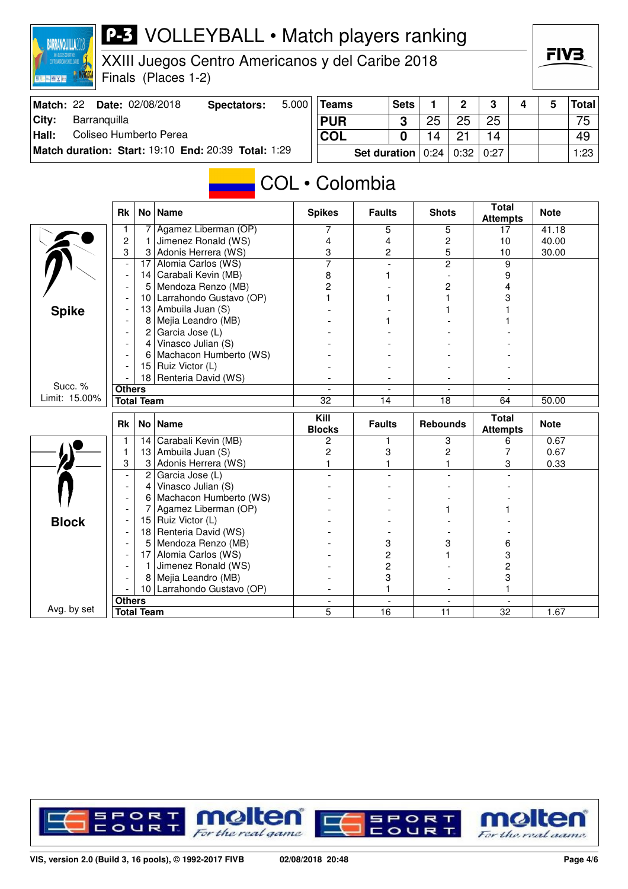# P-3 VOLLEYBALL • Match players ranking

XXIII Juegos Centro Americanos y del Caribe 2018
Finals (Places 1-2)

**Match:** 22 **Date:** 02/08/2018 **Spectators:** 5.000
**City:** Barranquilla
**Hall:** Coliseo Humberto Perea
**Match duration: Start:** 19:10 **End:** 20:39 **Total:** 1:29

| Teams | Sets | 1 | 2 | 3 | 4 | 5 | Total |
|---|---|---|---|---|---|---|---|
| PUR | 3 | 25 | 25 | 25 | | | 75 |
| COL | 0 | 14 | 21 | 14 | | | 49 |
| Set duration | | 0:24 | 0:32 | 0:27 | | | 1:23 |

## COL • Colombia

### Spike

| Rk | No | Name | Spikes | Faults | Shots | Total Attempts | Note |
|---|---|---|---|---|---|---|---|
| 1 | 7 | Agamez Liberman (OP) | 7 | 5 | 5 | 17 | 41.18 |
| 2 | 1 | Jimenez Ronald (WS) | 4 | 4 | 2 | 10 | 40.00 |
| 3 | 3 | Adonis Herrera (WS) | 3 | 2 | 5 | 10 | 30.00 |
| - | 17 | Alomia Carlos (WS) | 7 | - | 2 | 9 | |
| - | 14 | Carabali Kevin (MB) | 8 | 1 | - | 9 | |
| - | 5 | Mendoza Renzo (MB) | 2 | - | 2 | 4 | |
| - | 10 | Larrahondo Gustavo (OP) | 1 | 1 | 1 | 3 | |
| - | 13 | Ambuila Juan (S) | - | - | 1 | 1 | |
| - | 8 | Mejia Leandro (MB) | - | 1 | - | 1 | |
| - | 2 | Garcia Jose (L) | - | - | - | - | |
| - | 4 | Vinasco Julian (S) | - | - | - | - | |
| - | 6 | Machacon Humberto (WS) | - | - | - | - | |
| - | 15 | Ruiz Victor (L) | - | - | - | - | |
| - | 18 | Renteria David (WS) | - | - | - | - | |
| Others | | | - | - | - | - | |
| Total Team | | | 32 | 14 | 18 | 64 | 50.00 |

Succ. %
Limit: 15.00%

### Block

| Rk | No | Name | Kill Blocks | Faults | Rebounds | Total Attempts | Note |
|---|---|---|---|---|---|---|---|
| 1 | 14 | Carabali Kevin (MB) | 2 | 1 | 3 | 6 | 0.67 |
| 1 | 13 | Ambuila Juan (S) | 2 | 3 | 2 | 7 | 0.67 |
| 3 | 3 | Adonis Herrera (WS) | 1 | 1 | 1 | 3 | 0.33 |
| - | 2 | Garcia Jose (L) | - | - | - | - | |
| - | 4 | Vinasco Julian (S) | - | - | - | - | |
| - | 6 | Machacon Humberto (WS) | - | - | - | - | |
| - | 7 | Agamez Liberman (OP) | - | - | 1 | 1 | |
| - | 15 | Ruiz Victor (L) | - | - | - | - | |
| - | 18 | Renteria David (WS) | - | - | - | - | |
| - | 5 | Mendoza Renzo (MB) | - | 3 | 3 | 6 | |
| - | 17 | Alomia Carlos (WS) | - | 2 | 1 | 3 | |
| - | 1 | Jimenez Ronald (WS) | - | 2 | - | 2 | |
| - | 8 | Mejia Leandro (MB) | - | 3 | - | 3 | |
| - | 10 | Larrahondo Gustavo (OP) | - | 1 | - | 1 | |
| Others | | | - | - | - | - | |
| Total Team | | | 5 | 16 | 11 | 32 | 1.67 |

Avg. by set

VIS, version 2.0 (Build 3, 16 pools), © 1992-2017 FIVB 02/08/2018 20:48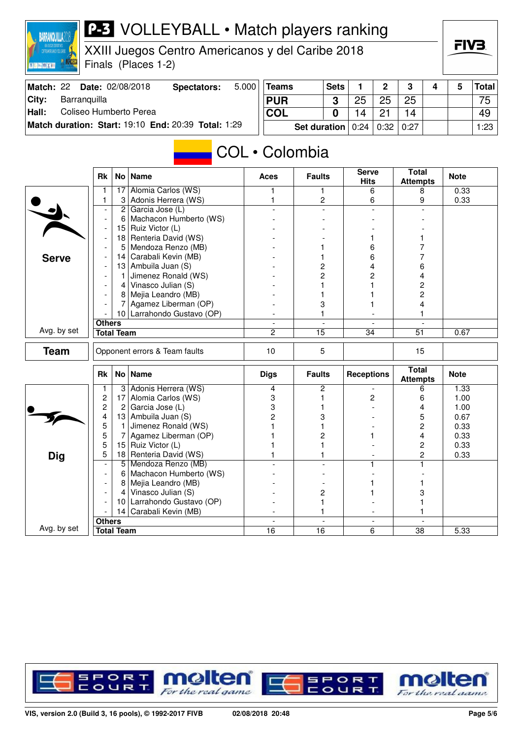# P-3 VOLLEYBALL • Match players ranking

XXIII Juegos Centro Americanos y del Caribe 2018
Finals (Places 1-2)

| Match: 22 | Date: 02/08/2018 | Spectators: | 5.000 |
|---|---|---|---|
| City: | Barranquilla | | |
| Hall: | Coliseo Humberto Perea | | |
| Match duration: | Start: 19:10 | End: 20:39 | Total: 1:29 |

| Teams | Sets | 1 | 2 | 3 | 4 | 5 | Total |
|---|---|---|---|---|---|---|---|
| PUR | 3 | 25 | 25 | 25 | | | 75 |
| COL | 0 | 14 | 21 | 14 | | | 49 |
| | Set duration | 0:24 | 0:32 | 0:27 | | | 1:23 |

## COL • Colombia

### Serve

| Rk | No | Name | Aces | Faults | Serve Hits | Total Attempts | Note |
|---|---|---|---|---|---|---|---|
| 1 | 17 | Alomia Carlos (WS) | 1 | 1 | 6 | 8 | 0.33 |
| 1 | 3 | Adonis Herrera (WS) | 1 | 2 | 6 | 9 | 0.33 |
| - | 2 | Garcia Jose (L) | - | - | - | - | |
| - | 6 | Machacon Humberto (WS) | - | - | - | - | |
| - | 15 | Ruiz Victor (L) | - | - | - | - | |
| - | 18 | Renteria David (WS) | - | - | 1 | 1 | |
| - | 5 | Mendoza Renzo (MB) | - | 1 | 6 | 7 | |
| - | 14 | Carabali Kevin (MB) | - | 1 | 6 | 7 | |
| - | 13 | Ambuila Juan (S) | - | 2 | 4 | 6 | |
| - | 1 | Jimenez Ronald (WS) | - | 2 | 2 | 4 | |
| - | 4 | Vinasco Julian (S) | - | 1 | 1 | 2 | |
| - | 8 | Mejia Leandro (MB) | - | 1 | 1 | 2 | |
| - | 7 | Agamez Liberman (OP) | - | 3 | 1 | 4 | |
| - | 10 | Larrahondo Gustavo (OP) | - | 1 | - | 1 | |
| Others | | | - | - | - | - | |
| Total Team | | | 2 | 15 | 34 | 51 | 0.67 |

Avg. by set

### Team

| | Aces | Faults | Serve Hits | Total Attempts | Note |
|---|---|---|---|---|---|
| Opponent errors & Team faults | 10 | 5 | | 15 | |

### Dig

| Rk | No | Name | Digs | Faults | Receptions | Total Attempts | Note |
|---|---|---|---|---|---|---|---|
| 1 | 3 | Adonis Herrera (WS) | 4 | 2 | - | 6 | 1.33 |
| 2 | 17 | Alomia Carlos (WS) | 3 | 1 | 2 | 6 | 1.00 |
| 2 | 2 | Garcia Jose (L) | 3 | 1 | - | 4 | 1.00 |
| 4 | 13 | Ambuila Juan (S) | 2 | 3 | - | 5 | 0.67 |
| 5 | 1 | Jimenez Ronald (WS) | 1 | 1 | - | 2 | 0.33 |
| 5 | 7 | Agamez Liberman (OP) | 1 | 2 | 1 | 4 | 0.33 |
| 5 | 15 | Ruiz Victor (L) | 1 | 1 | - | 2 | 0.33 |
| 5 | 18 | Renteria David (WS) | 1 | 1 | - | 2 | 0.33 |
| - | 5 | Mendoza Renzo (MB) | - | - | 1 | 1 | |
| - | 6 | Machacon Humberto (WS) | - | - | - | - | |
| - | 8 | Mejia Leandro (MB) | - | - | 1 | 1 | |
| - | 4 | Vinasco Julian (S) | - | 2 | 1 | 3 | |
| - | 10 | Larrahondo Gustavo (OP) | - | 1 | - | 1 | |
| - | 14 | Carabali Kevin (MB) | - | 1 | - | 1 | |
| Others | | | - | - | - | - | |
| Total Team | | | 16 | 16 | 6 | 38 | 5.33 |

Avg. by set

VIS, version 2.0 (Build 3, 16 pools), © 1992-2017 FIVB 02/08/2018 20:48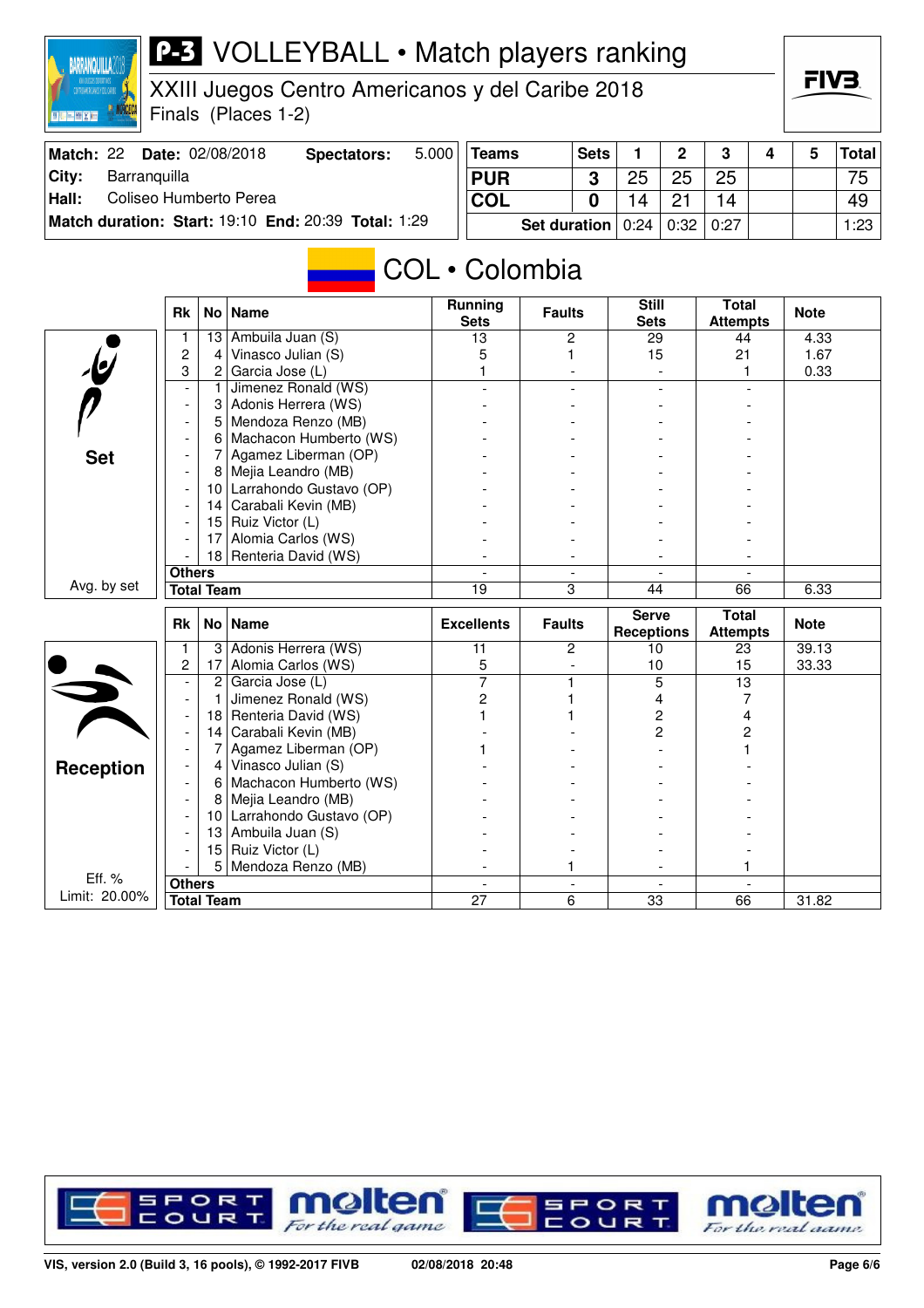# P-3 VOLLEYBALL • Match players ranking

XXIII Juegos Centro Americanos y del Caribe 2018
Finals (Places 1-2)

| | | | | |
|---|---|---|---|---|
| **Match:** 22 | **Date:** 02/08/2018 | **Spectators:** | 5.000 | |
| **City:** | Barranquilla | | | |
| **Hall:** | Coliseo Humberto Perea | | | |
| **Match duration:** | **Start:** 19:10 | **End:** 20:39 | **Total:** 1:29 | |

| Teams | Sets | 1 | 2 | 3 | 4 | 5 | Total |
|---|---|---|---|---|---|---|---|
| PUR | 3 | 25 | 25 | 25 | | | 75 |
| COL | 0 | 14 | 21 | 14 | | | 49 |
| Set duration | | 0:24 | 0:32 | 0:27 | | | 1:23 |

## COL • Colombia

### Set

| Rk | No | Name | Running Sets | Faults | Still Sets | Total Attempts | Note |
|---|---|---|---|---|---|---|---|
| 1 | 13 | Ambuila Juan (S) | 13 | 2 | 29 | 44 | 4.33 |
| 2 | 4 | Vinasco Julian (S) | 5 | 1 | 15 | 21 | 1.67 |
| 3 | 2 | Garcia Jose (L) | 1 | - | - | 1 | 0.33 |
| - | 1 | Jimenez Ronald (WS) | - | - | - | - | |
| - | 3 | Adonis Herrera (WS) | - | - | - | - | |
| - | 5 | Mendoza Renzo (MB) | - | - | - | - | |
| - | 6 | Machacon Humberto (WS) | - | - | - | - | |
| - | 7 | Agamez Liberman (OP) | - | - | - | - | |
| - | 8 | Mejia Leandro (MB) | - | - | - | - | |
| - | 10 | Larrahondo Gustavo (OP) | - | - | - | - | |
| - | 14 | Carabali Kevin (MB) | - | - | - | - | |
| - | 15 | Ruiz Victor (L) | - | - | - | - | |
| - | 17 | Alomia Carlos (WS) | - | - | - | - | |
| - | 18 | Renteria David (WS) | - | - | - | - | |
| Others | | | - | - | - | - | |
| Total Team | | | 19 | 3 | 44 | 66 | 6.33 |

Avg. by set

### Reception

| Rk | No | Name | Excellents | Faults | Serve Receptions | Total Attempts | Note |
|---|---|---|---|---|---|---|---|
| 1 | 3 | Adonis Herrera (WS) | 11 | 2 | 10 | 23 | 39.13 |
| 2 | 17 | Alomia Carlos (WS) | 5 | - | 10 | 15 | 33.33 |
| - | 2 | Garcia Jose (L) | 7 | 1 | 5 | 13 | |
| - | 1 | Jimenez Ronald (WS) | 2 | 1 | 4 | 7 | |
| - | 18 | Renteria David (WS) | 1 | 1 | 2 | 4 | |
| - | 14 | Carabali Kevin (MB) | - | - | 2 | 2 | |
| - | 7 | Agamez Liberman (OP) | 1 | - | - | 1 | |
| - | 4 | Vinasco Julian (S) | - | - | - | - | |
| - | 6 | Machacon Humberto (WS) | - | - | - | - | |
| - | 8 | Mejia Leandro (MB) | - | - | - | - | |
| - | 10 | Larrahondo Gustavo (OP) | - | - | - | - | |
| - | 13 | Ambuila Juan (S) | - | - | - | - | |
| - | 15 | Ruiz Victor (L) | - | - | - | - | |
| - | 5 | Mendoza Renzo (MB) | - | 1 | - | 1 | |
| Others | | | - | - | - | - | |
| Total Team | | | 27 | 6 | 33 | 66 | 31.82 |

Eff. %
Limit: 20.00%

VIS, version 2.0 (Build 3, 16 pools), © 1992-2017 FIVB 02/08/2018 20:48